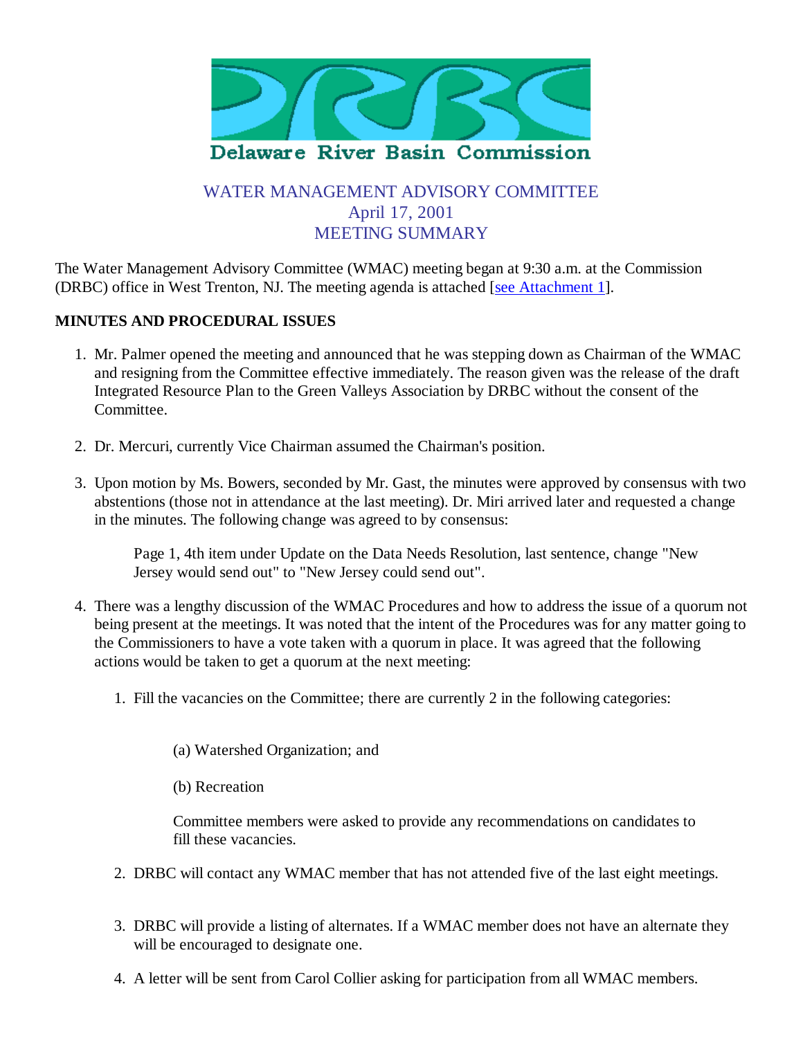Delaware River Basin Commission

# WATER MANAGEMENT ADVISORY COMMITTEE
## April 17, 2001
## MEETING SUMMARY

The Water Management Advisory Committee (WMAC) meeting began at 9:30 a.m. at the Commission (DRBC) office in West Trenton, NJ. The meeting agenda is attached [see Attachment 1].

**MINUTES AND PROCEDURAL ISSUES**

1. Mr. Palmer opened the meeting and announced that he was stepping down as Chairman of the WMAC and resigning from the Committee effective immediately. The reason given was the release of the draft Integrated Resource Plan to the Green Valleys Association by DRBC without the consent of the Committee.

2. Dr. Mercuri, currently Vice Chairman assumed the Chairman's position.

3. Upon motion by Ms. Bowers, seconded by Mr. Gast, the minutes were approved by consensus with two abstentions (those not in attendance at the last meeting). Dr. Miri arrived later and requested a change in the minutes. The following change was agreed to by consensus:

   Page 1, 4th item under Update on the Data Needs Resolution, last sentence, change "New Jersey would send out" to "New Jersey could send out".

4. There was a lengthy discussion of the WMAC Procedures and how to address the issue of a quorum not being present at the meetings. It was noted that the intent of the Procedures was for any matter going to the Commissioners to have a vote taken with a quorum in place. It was agreed that the following actions would be taken to get a quorum at the next meeting:

   1. Fill the vacancies on the Committee; there are currently 2 in the following categories:

      (a) Watershed Organization; and

      (b) Recreation

      Committee members were asked to provide any recommendations on candidates to fill these vacancies.

   2. DRBC will contact any WMAC member that has not attended five of the last eight meetings.

   3. DRBC will provide a listing of alternates. If a WMAC member does not have an alternate they will be encouraged to designate one.

   4. A letter will be sent from Carol Collier asking for participation from all WMAC members.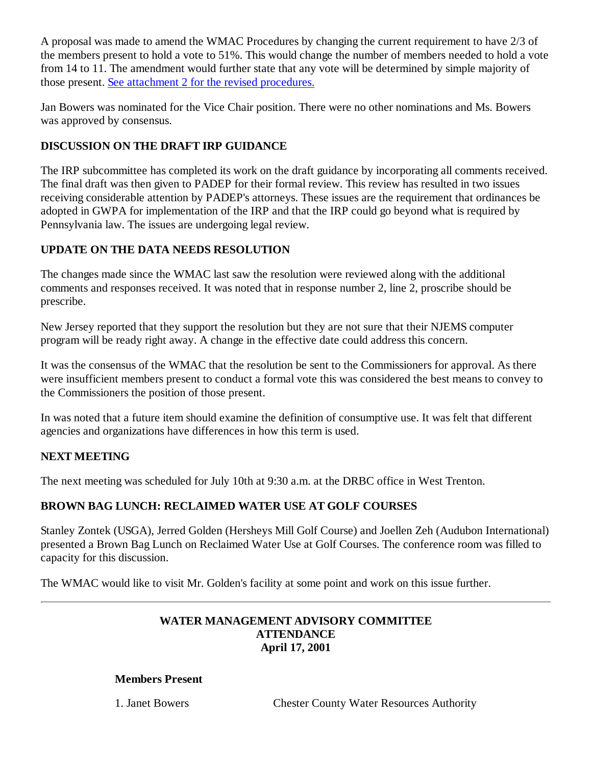A proposal was made to amend the WMAC Procedures by changing the current requirement to have 2/3 of the members present to hold a vote to 51%. This would change the number of members needed to hold a vote from 14 to 11. The amendment would further state that any vote will be determined by simple majority of those present. [See attachment 2 for the revised procedures.]

Jan Bowers was nominated for the Vice Chair position. There were no other nominations and Ms. Bowers was approved by consensus.

**DISCUSSION ON THE DRAFT IRP GUIDANCE**

The IRP subcommittee has completed its work on the draft guidance by incorporating all comments received. The final draft was then given to PADEP for their formal review. This review has resulted in two issues receiving considerable attention by PADEP's attorneys. These issues are the requirement that ordinances be adopted in GWPA for implementation of the IRP and that the IRP could go beyond what is required by Pennsylvania law. The issues are undergoing legal review.

**UPDATE ON THE DATA NEEDS RESOLUTION**

The changes made since the WMAC last saw the resolution were reviewed along with the additional comments and responses received. It was noted that in response number 2, line 2, proscribe should be prescribe.

New Jersey reported that they support the resolution but they are not sure that their NJEMS computer program will be ready right away. A change in the effective date could address this concern.

It was the consensus of the WMAC that the resolution be sent to the Commissioners for approval. As there were insufficient members present to conduct a formal vote this was considered the best means to convey to the Commissioners the position of those present.

In was noted that a future item should examine the definition of consumptive use. It was felt that different agencies and organizations have differences in how this term is used.

**NEXT MEETING**

The next meeting was scheduled for July 10th at 9:30 a.m. at the DRBC office in West Trenton.

**BROWN BAG LUNCH: RECLAIMED WATER USE AT GOLF COURSES**

Stanley Zontek (USGA), Jerred Golden (Hersheys Mill Golf Course) and Joellen Zeh (Audubon International) presented a Brown Bag Lunch on Reclaimed Water Use at Golf Courses. The conference room was filled to capacity for this discussion.

The WMAC would like to visit Mr. Golden's facility at some point and work on this issue further.

---

**WATER MANAGEMENT ADVISORY COMMITTEE**
**ATTENDANCE**
**April 17, 2001**

**Members Present**

| | |
|---|---|
| 1. Janet Bowers | Chester County Water Resources Authority |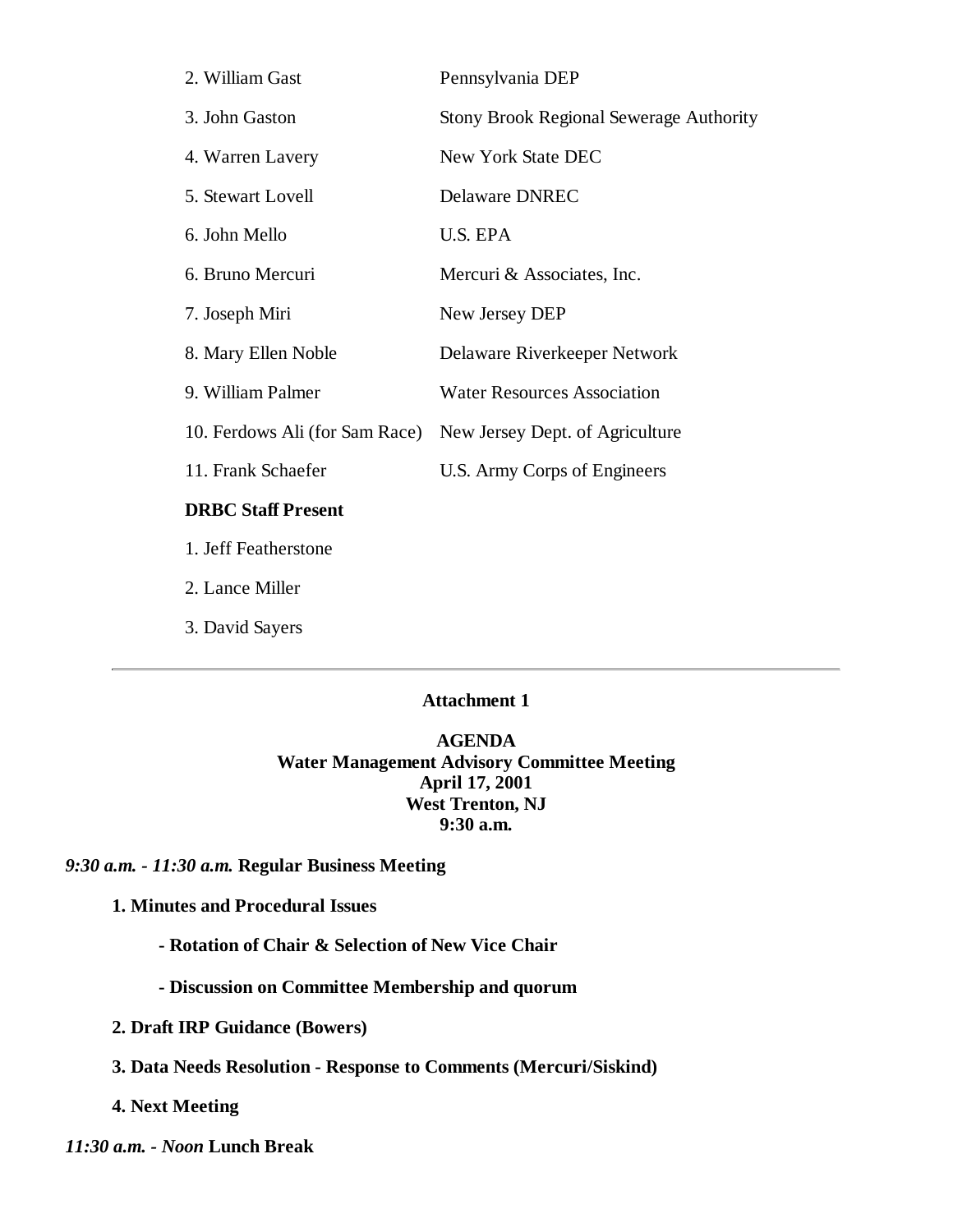| | |
|---|---|
| 2. William Gast | Pennsylvania DEP |
| 3. John Gaston | Stony Brook Regional Sewerage Authority |
| 4. Warren Lavery | New York State DEC |
| 5. Stewart Lovell | Delaware DNREC |
| 6. John Mello | U.S. EPA |
| 6. Bruno Mercuri | Mercuri & Associates, Inc. |
| 7. Joseph Miri | New Jersey DEP |
| 8. Mary Ellen Noble | Delaware Riverkeeper Network |
| 9. William Palmer | Water Resources Association |
| 10. Ferdows Ali (for Sam Race) | New Jersey Dept. of Agriculture |
| 11. Frank Schaefer | U.S. Army Corps of Engineers |

**DRBC Staff Present**

1. Jeff Featherstone
2. Lance Miller
3. David Sayers

---

**Attachment 1**

**AGENDA**
**Water Management Advisory Committee Meeting**
**April 17, 2001**
**West Trenton, NJ**
**9:30 a.m.**

***9:30 a.m. - 11:30 a.m.*** **Regular Business Meeting**

**1. Minutes and Procedural Issues**

**- Rotation of Chair & Selection of New Vice Chair**

**- Discussion on Committee Membership and quorum**

**2. Draft IRP Guidance (Bowers)**

**3. Data Needs Resolution - Response to Comments (Mercuri/Siskind)**

**4. Next Meeting**

***11:30 a.m. - Noon*** **Lunch Break**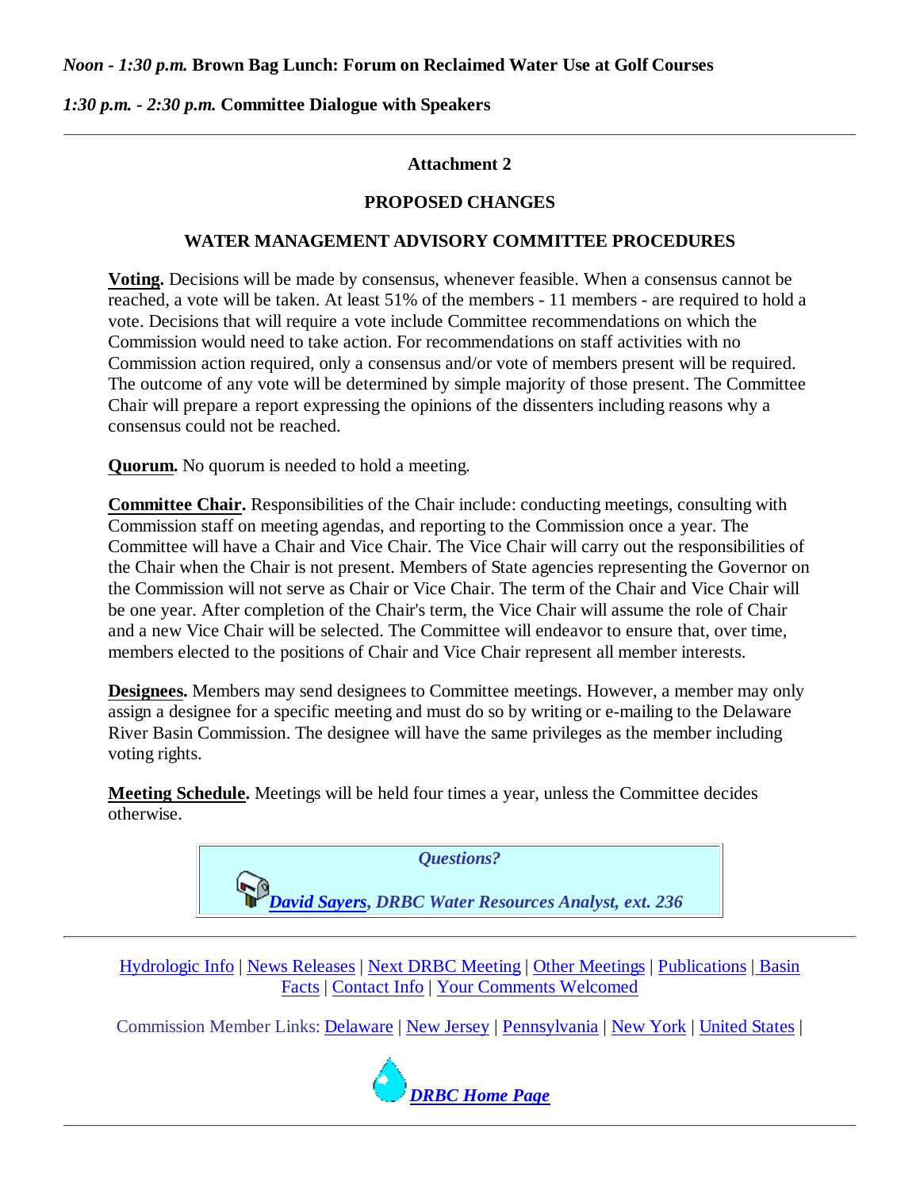*Noon - 1:30 p.m.* **Brown Bag Lunch: Forum on Reclaimed Water Use at Golf Courses**

*1:30 p.m. - 2:30 p.m.* **Committee Dialogue with Speakers**

---

**Attachment 2**

**PROPOSED CHANGES**

**WATER MANAGEMENT ADVISORY COMMITTEE PROCEDURES**

**Voting.** Decisions will be made by consensus, whenever feasible. When a consensus cannot be reached, a vote will be taken. At least 51% of the members - 11 members - are required to hold a vote. Decisions that will require a vote include Committee recommendations on which the Commission would need to take action. For recommendations on staff activities with no Commission action required, only a consensus and/or vote of members present will be required. The outcome of any vote will be determined by simple majority of those present. The Committee Chair will prepare a report expressing the opinions of the dissenters including reasons why a consensus could not be reached.

**Quorum.** No quorum is needed to hold a meeting.

**Committee Chair.** Responsibilities of the Chair include: conducting meetings, consulting with Commission staff on meeting agendas, and reporting to the Commission once a year. The Committee will have a Chair and Vice Chair. The Vice Chair will carry out the responsibilities of the Chair when the Chair is not present. Members of State agencies representing the Governor on the Commission will not serve as Chair or Vice Chair. The term of the Chair and Vice Chair will be one year. After completion of the Chair's term, the Vice Chair will assume the role of Chair and a new Vice Chair will be selected. The Committee will endeavor to ensure that, over time, members elected to the positions of Chair and Vice Chair represent all member interests.

**Designees.** Members may send designees to Committee meetings. However, a member may only assign a designee for a specific meeting and must do so by writing or e-mailing to the Delaware River Basin Commission. The designee will have the same privileges as the member including voting rights.

**Meeting Schedule.** Meetings will be held four times a year, unless the Committee decides otherwise.

*Questions?*

*David Sayers, DRBC Water Resources Analyst, ext. 236*

---

Hydrologic Info | News Releases | Next DRBC Meeting | Other Meetings | Publications | Basin Facts | Contact Info | Your Comments Welcomed

Commission Member Links: Delaware | New Jersey | Pennsylvania | New York | United States |

*DRBC Home Page*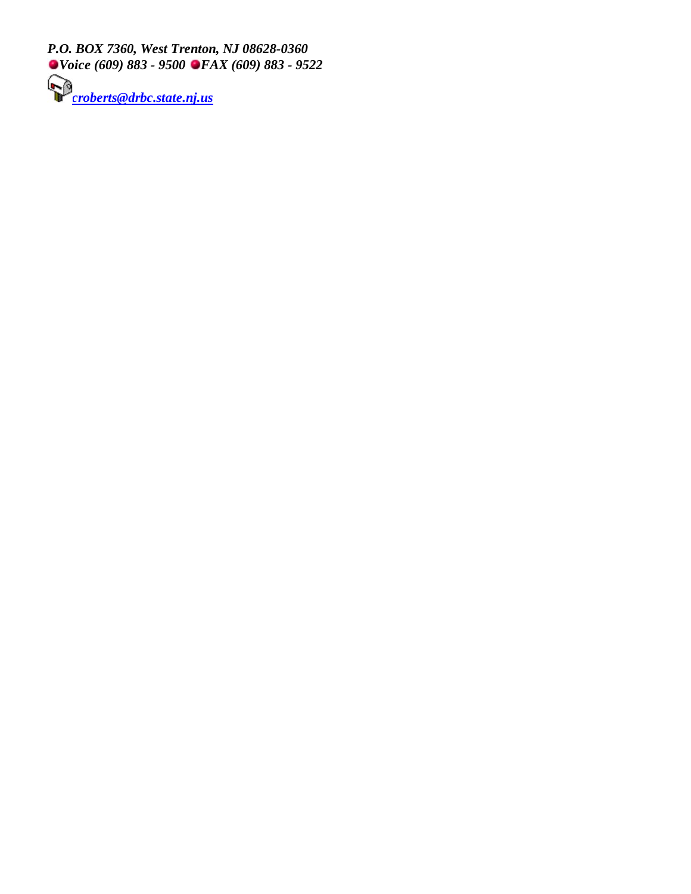*P.O. BOX 7360, West Trenton, NJ 08628-0360*
***Voice (609) 883 - 9500*** ***FAX (609) 883 - 9522***
[***croberts@drbc.state.nj.us***](mailto:croberts@drbc.state.nj.us)